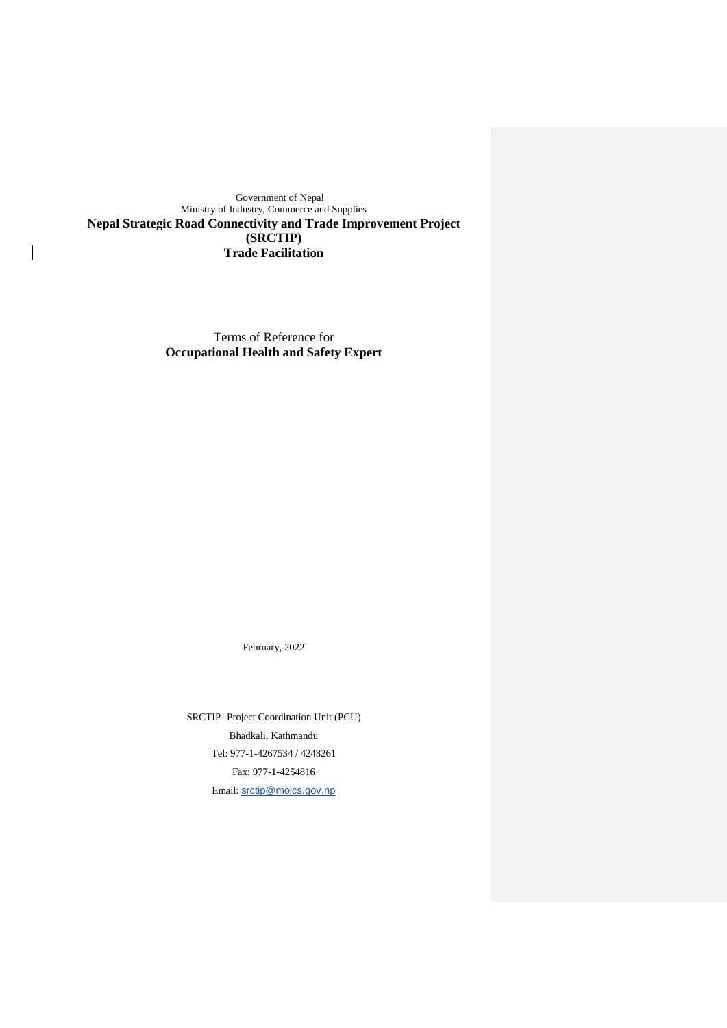Government of Nepal

Ministry of Industry, Commerce and Supplies

**Nepal Strategic Road Connectivity and Trade Improvement Project (SRCTIP)**

**Trade Facilitation**

Terms of Reference for

**Occupational Health and Safety Expert**

February, 2022

SRCTIP- Project Coordination Unit (PCU)

Bhadkali, Kathmandu

Tel: 977-1-4267534 / 4248261

Fax: 977-1-4254816

Email: srctip@moics.gov.np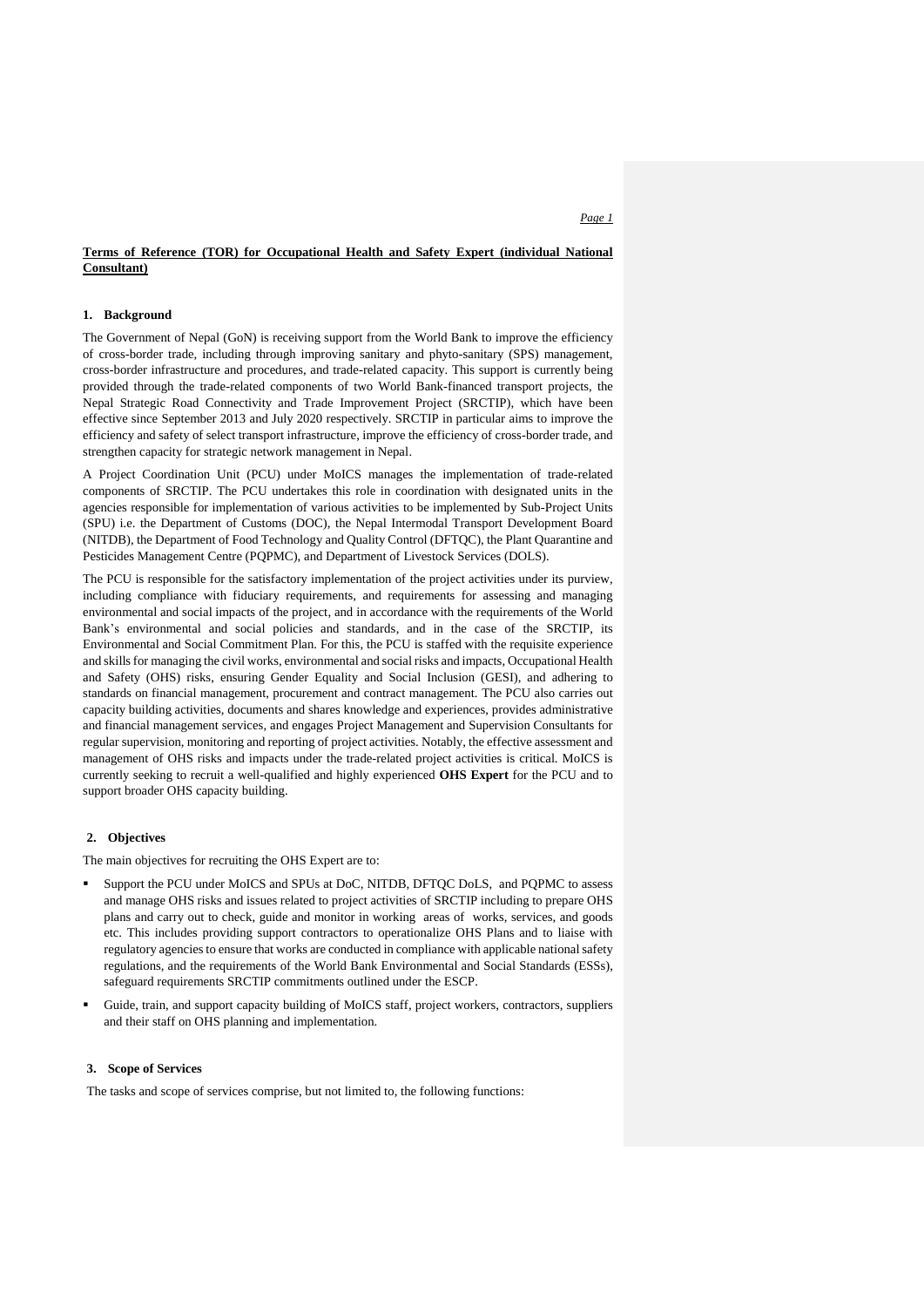## Terms of Reference (TOR) for Occupational Health and Safety Expert (individual National Consultant)

### 1. Background

The Government of Nepal (GoN) is receiving support from the World Bank to improve the efficiency of cross-border trade, including through improving sanitary and phyto-sanitary (SPS) management, cross-border infrastructure and procedures, and trade-related capacity. This support is currently being provided through the trade-related components of two World Bank-financed transport projects, the Nepal Strategic Road Connectivity and Trade Improvement Project (SRCTIP), which have been effective since September 2013 and July 2020 respectively. SRCTIP in particular aims to improve the efficiency and safety of select transport infrastructure, improve the efficiency of cross-border trade, and strengthen capacity for strategic network management in Nepal.

A Project Coordination Unit (PCU) under MoICS manages the implementation of trade-related components of SRCTIP. The PCU undertakes this role in coordination with designated units in the agencies responsible for implementation of various activities to be implemented by Sub-Project Units (SPU) i.e. the Department of Customs (DOC), the Nepal Intermodal Transport Development Board (NITDB), the Department of Food Technology and Quality Control (DFTQC), the Plant Quarantine and Pesticides Management Centre (PQPMC), and Department of Livestock Services (DOLS).

The PCU is responsible for the satisfactory implementation of the project activities under its purview, including compliance with fiduciary requirements, and requirements for assessing and managing environmental and social impacts of the project, and in accordance with the requirements of the World Bank's environmental and social policies and standards, and in the case of the SRCTIP, its Environmental and Social Commitment Plan. For this, the PCU is staffed with the requisite experience and skills for managing the civil works, environmental and social risks and impacts, Occupational Health and Safety (OHS) risks, ensuring Gender Equality and Social Inclusion (GESI), and adhering to standards on financial management, procurement and contract management. The PCU also carries out capacity building activities, documents and shares knowledge and experiences, provides administrative and financial management services, and engages Project Management and Supervision Consultants for regular supervision, monitoring and reporting of project activities. Notably, the effective assessment and management of OHS risks and impacts under the trade-related project activities is critical. MoICS is currently seeking to recruit a well-qualified and highly experienced **OHS Expert** for the PCU and to support broader OHS capacity building.

### 2. Objectives

The main objectives for recruiting the OHS Expert are to:

- Support the PCU under MoICS and SPUs at DoC, NITDB, DFTQC DoLS, and PQPMC to assess and manage OHS risks and issues related to project activities of SRCTIP including to prepare OHS plans and carry out to check, guide and monitor in working areas of works, services, and goods etc. This includes providing support contractors to operationalize OHS Plans and to liaise with regulatory agencies to ensure that works are conducted in compliance with applicable national safety regulations, and the requirements of the World Bank Environmental and Social Standards (ESSs), safeguard requirements SRCTIP commitments outlined under the ESCP.
- Guide, train, and support capacity building of MoICS staff, project workers, contractors, suppliers and their staff on OHS planning and implementation.

### 3. Scope of Services

The tasks and scope of services comprise, but not limited to, the following functions: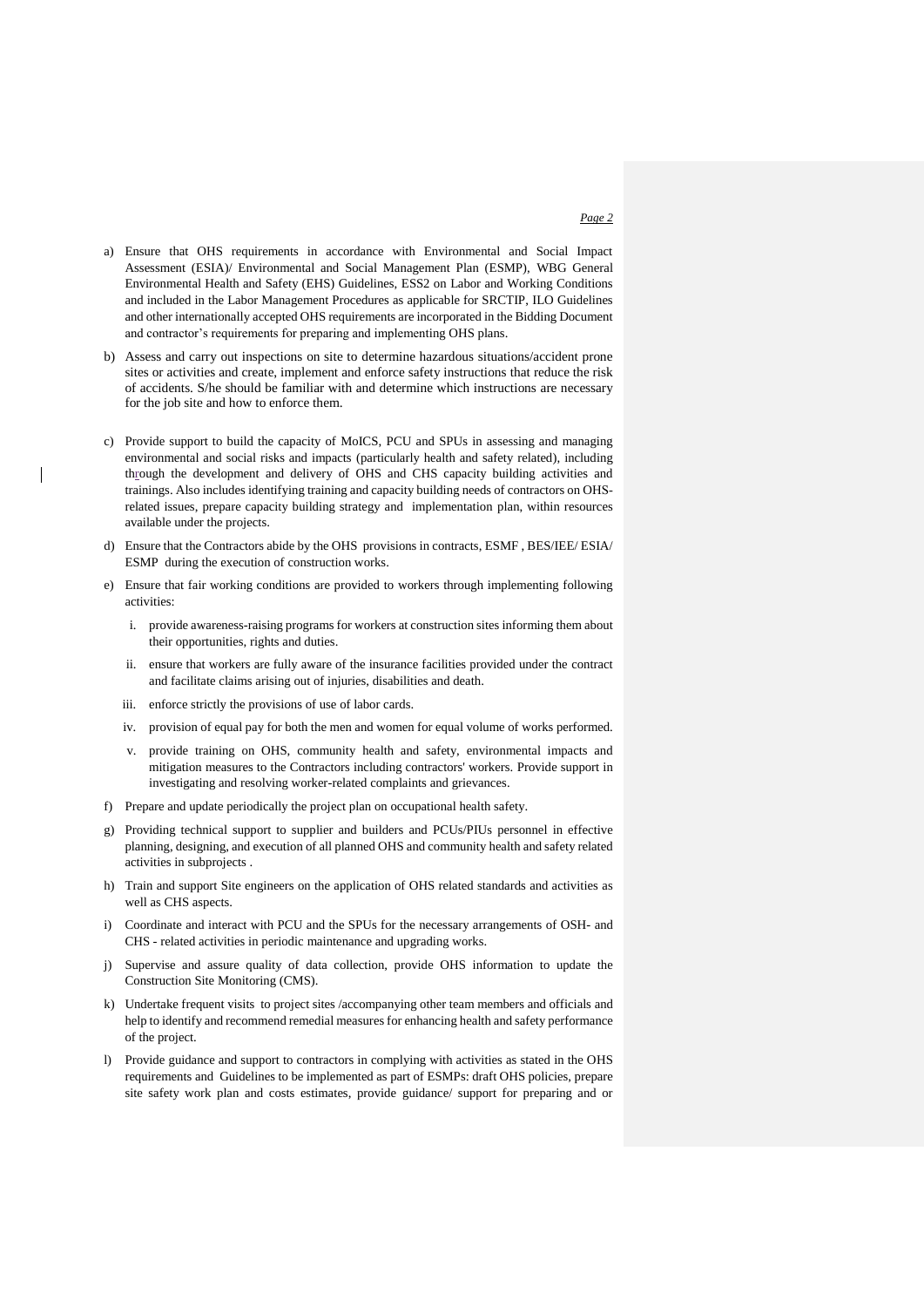a) Ensure that OHS requirements in accordance with Environmental and Social Impact Assessment (ESIA)/ Environmental and Social Management Plan (ESMP), WBG General Environmental Health and Safety (EHS) Guidelines, ESS2 on Labor and Working Conditions and included in the Labor Management Procedures as applicable for SRCTIP, ILO Guidelines and other internationally accepted OHS requirements are incorporated in the Bidding Document and contractor's requirements for preparing and implementing OHS plans.

b) Assess and carry out inspections on site to determine hazardous situations/accident prone sites or activities and create, implement and enforce safety instructions that reduce the risk of accidents. S/he should be familiar with and determine which instructions are necessary for the job site and how to enforce them.

c) Provide support to build the capacity of MoICS, PCU and SPUs in assessing and managing environmental and social risks and impacts (particularly health and safety related), including through the development and delivery of OHS and CHS capacity building activities and trainings. Also includes identifying training and capacity building needs of contractors on OHS-related issues, prepare capacity building strategy and implementation plan, within resources available under the projects.

d) Ensure that the Contractors abide by the OHS provisions in contracts, ESMF , BES/IEE/ ESIA/ ESMP during the execution of construction works.

e) Ensure that fair working conditions are provided to workers through implementing following activities:

   i. provide awareness-raising programs for workers at construction sites informing them about their opportunities, rights and duties.

   ii. ensure that workers are fully aware of the insurance facilities provided under the contract and facilitate claims arising out of injuries, disabilities and death.

   iii. enforce strictly the provisions of use of labor cards.

   iv. provision of equal pay for both the men and women for equal volume of works performed.

   v. provide training on OHS, community health and safety, environmental impacts and mitigation measures to the Contractors including contractors' workers. Provide support in investigating and resolving worker-related complaints and grievances.

f) Prepare and update periodically the project plan on occupational health safety.

g) Providing technical support to supplier and builders and PCUs/PIUs personnel in effective planning, designing, and execution of all planned OHS and community health and safety related activities in subprojects .

h) Train and support Site engineers on the application of OHS related standards and activities as well as CHS aspects.

i) Coordinate and interact with PCU and the SPUs for the necessary arrangements of OSH- and CHS - related activities in periodic maintenance and upgrading works.

j) Supervise and assure quality of data collection, provide OHS information to update the Construction Site Monitoring (CMS).

k) Undertake frequent visits to project sites /accompanying other team members and officials and help to identify and recommend remedial measures for enhancing health and safety performance of the project.

l) Provide guidance and support to contractors in complying with activities as stated in the OHS requirements and Guidelines to be implemented as part of ESMPs: draft OHS policies, prepare site safety work plan and costs estimates, provide guidance/ support for preparing and or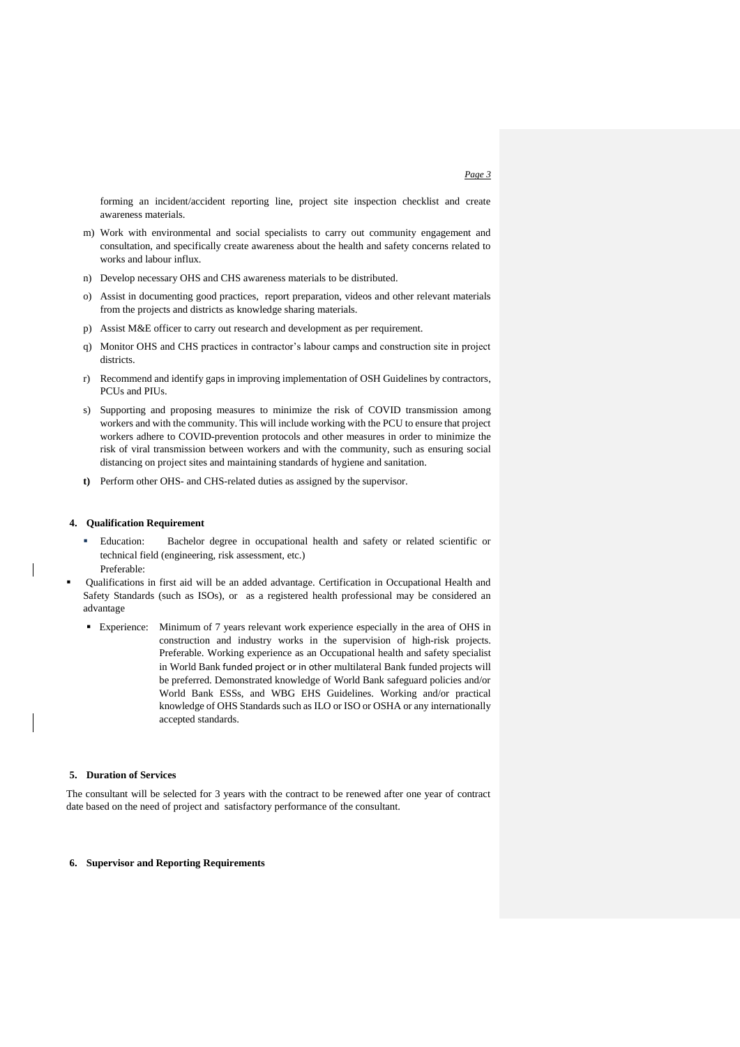forming an incident/accident reporting line, project site inspection checklist and create awareness materials.

m) Work with environmental and social specialists to carry out community engagement and consultation, and specifically create awareness about the health and safety concerns related to works and labour influx.

n) Develop necessary OHS and CHS awareness materials to be distributed.

o) Assist in documenting good practices, report preparation, videos and other relevant materials from the projects and districts as knowledge sharing materials.

p) Assist M&E officer to carry out research and development as per requirement.

q) Monitor OHS and CHS practices in contractor's labour camps and construction site in project districts.

r) Recommend and identify gaps in improving implementation of OSH Guidelines by contractors, PCUs and PIUs.

s) Supporting and proposing measures to minimize the risk of COVID transmission among workers and with the community. This will include working with the PCU to ensure that project workers adhere to COVID-prevention protocols and other measures in order to minimize the risk of viral transmission between workers and with the community, such as ensuring social distancing on project sites and maintaining standards of hygiene and sanitation.

**t)** Perform other OHS- and CHS-related duties as assigned by the supervisor.

## 4. Qualification Requirement

- Education: Bachelor degree in occupational health and safety or related scientific or technical field (engineering, risk assessment, etc.)
  Preferable:
- Qualifications in first aid will be an added advantage. Certification in Occupational Health and Safety Standards (such as ISOs), or as a registered health professional may be considered an advantage
- Experience: Minimum of 7 years relevant work experience especially in the area of OHS in construction and industry works in the supervision of high-risk projects. Preferable. Working experience as an Occupational health and safety specialist in World Bank funded project or in other multilateral Bank funded projects will be preferred. Demonstrated knowledge of World Bank safeguard policies and/or World Bank ESSs, and WBG EHS Guidelines. Working and/or practical knowledge of OHS Standards such as ILO or ISO or OSHA or any internationally accepted standards.

## 5. Duration of Services

The consultant will be selected for 3 years with the contract to be renewed after one year of contract date based on the need of project and satisfactory performance of the consultant.

## 6. Supervisor and Reporting Requirements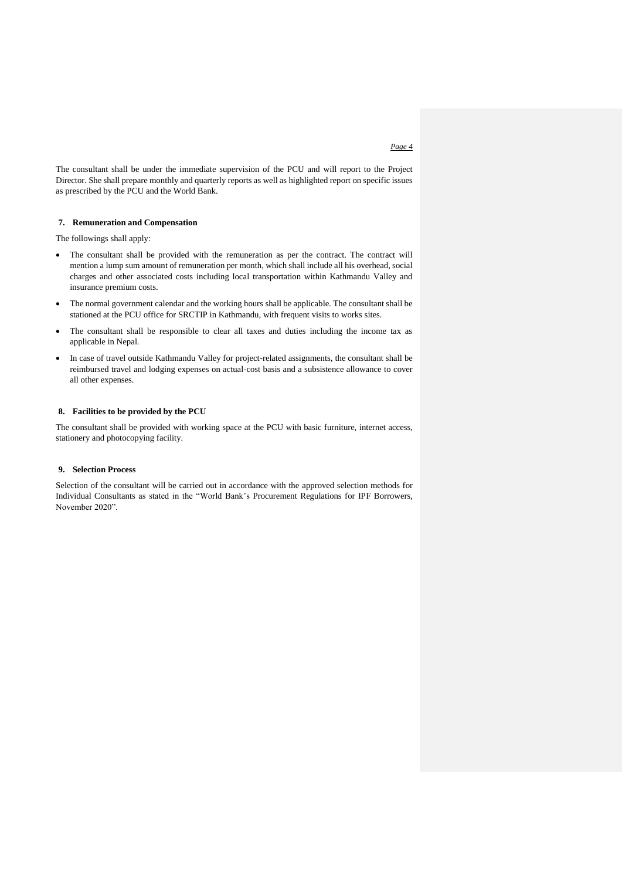The consultant shall be under the immediate supervision of the PCU and will report to the Project Director. She shall prepare monthly and quarterly reports as well as highlighted report on specific issues as prescribed by the PCU and the World Bank.

### 7. Remuneration and Compensation

The followings shall apply:

- The consultant shall be provided with the remuneration as per the contract. The contract will mention a lump sum amount of remuneration per month, which shall include all his overhead, social charges and other associated costs including local transportation within Kathmandu Valley and insurance premium costs.
- The normal government calendar and the working hours shall be applicable. The consultant shall be stationed at the PCU office for SRCTIP in Kathmandu, with frequent visits to works sites.
- The consultant shall be responsible to clear all taxes and duties including the income tax as applicable in Nepal.
- In case of travel outside Kathmandu Valley for project-related assignments, the consultant shall be reimbursed travel and lodging expenses on actual-cost basis and a subsistence allowance to cover all other expenses.

### 8. Facilities to be provided by the PCU

The consultant shall be provided with working space at the PCU with basic furniture, internet access, stationery and photocopying facility.

### 9. Selection Process

Selection of the consultant will be carried out in accordance with the approved selection methods for Individual Consultants as stated in the "World Bank's Procurement Regulations for IPF Borrowers, November 2020".